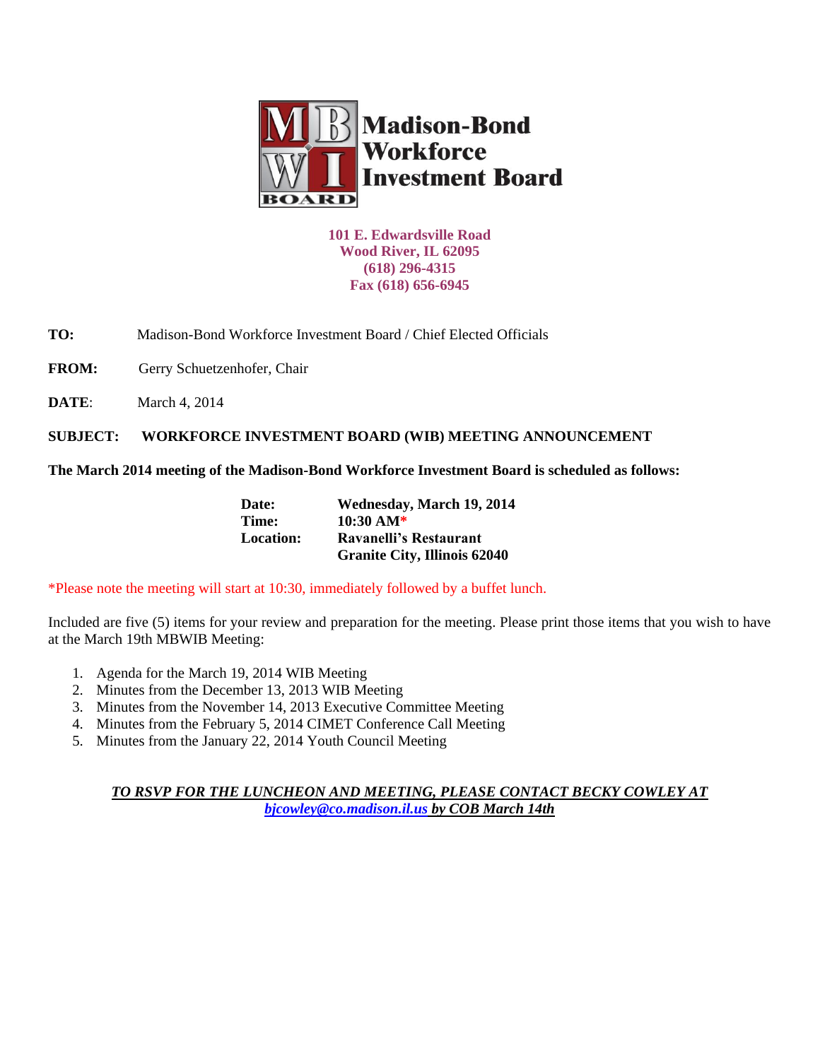# Madison-Bond Workforce Investment Board

**101 E. Edwardsville Road**
**Wood River, IL 62095**
**(618) 296-4315**
**Fax (618) 656-6945**

**TO:** Madison-Bond Workforce Investment Board / Chief Elected Officials

**FROM:** Gerry Schuetzenhofer, Chair

**DATE**: March 4, 2014

**SUBJECT: WORKFORCE INVESTMENT BOARD (WIB) MEETING ANNOUNCEMENT**

**The March 2014 meeting of the Madison-Bond Workforce Investment Board is scheduled as follows:**

| | |
|---|---|
| **Date:** | **Wednesday, March 19, 2014** |
| **Time:** | **10:30 AM*** |
| **Location:** | **Ravanelli's Restaurant** |
| | **Granite City, Illinois 62040** |

*Please note the meeting will start at 10:30, immediately followed by a buffet lunch.

Included are five (5) items for your review and preparation for the meeting. Please print those items that you wish to have at the March 19th MBWIB Meeting:

1. Agenda for the March 19, 2014 WIB Meeting
2. Minutes from the December 13, 2013 WIB Meeting
3. Minutes from the November 14, 2013 Executive Committee Meeting
4. Minutes from the February 5, 2014 CIMET Conference Call Meeting
5. Minutes from the January 22, 2014 Youth Council Meeting

***TO RSVP FOR THE LUNCHEON AND MEETING, PLEASE CONTACT BECKY COWLEY AT bjcowley@co.madison.il.us by COB March 14th***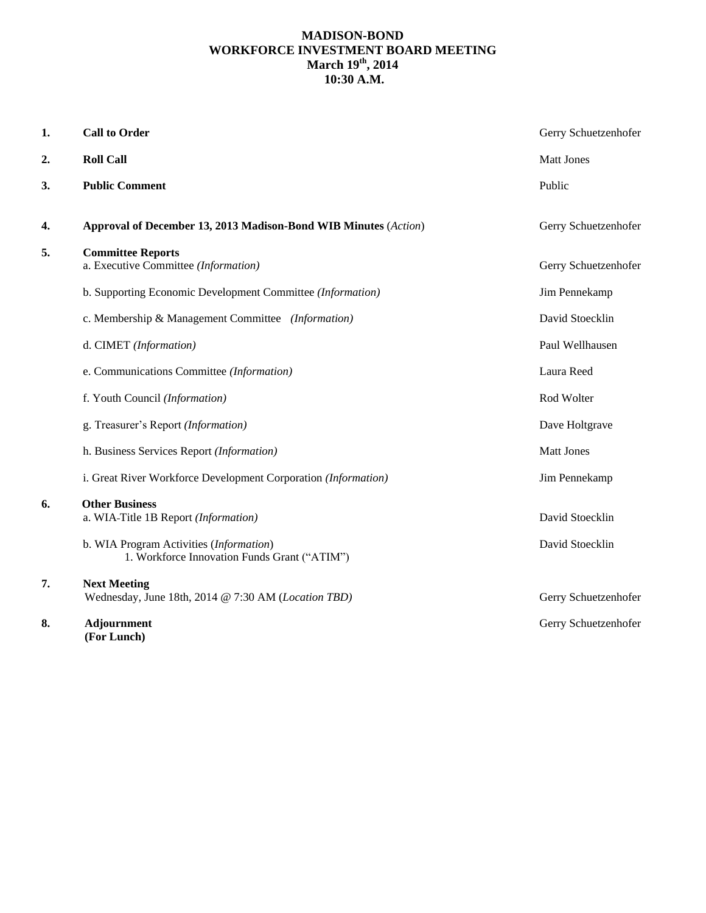**MADISON-BOND**
**WORKFORCE INVESTMENT BOARD MEETING**
**March 19th, 2014**
**10:30 A.M.**

| | | |
|---|---|---|
| **1.** | **Call to Order** | Gerry Schuetzenhofer |
| **2.** | **Roll Call** | Matt Jones |
| **3.** | **Public Comment** | Public |
| **4.** | **Approval of December 13, 2013 Madison-Bond WIB Minutes** (*Action*) | Gerry Schuetzenhofer |
| **5.** | **Committee Reports** | |
| | a. Executive Committee *(Information)* | Gerry Schuetzenhofer |
| | b. Supporting Economic Development Committee *(Information)* | Jim Pennekamp |
| | c. Membership & Management Committee *(Information)* | David Stoecklin |
| | d. CIMET *(Information)* | Paul Wellhausen |
| | e. Communications Committee *(Information)* | Laura Reed |
| | f. Youth Council *(Information)* | Rod Wolter |
| | g. Treasurer's Report *(Information)* | Dave Holtgrave |
| | h. Business Services Report *(Information)* | Matt Jones |
| | i. Great River Workforce Development Corporation *(Information)* | Jim Pennekamp |
| **6.** | **Other Business** | |
| | a. WIA-Title 1B Report *(Information)* | David Stoecklin |
| | b. WIA Program Activities (*Information*)<br>1. Workforce Innovation Funds Grant ("ATIM") | David Stoecklin |
| **7.** | **Next Meeting**<br>Wednesday, June 18th, 2014 @ 7:30 AM (*Location TBD)* | Gerry Schuetzenhofer |
| **8.** | **Adjournment**<br>**(For Lunch)** | Gerry Schuetzenhofer |